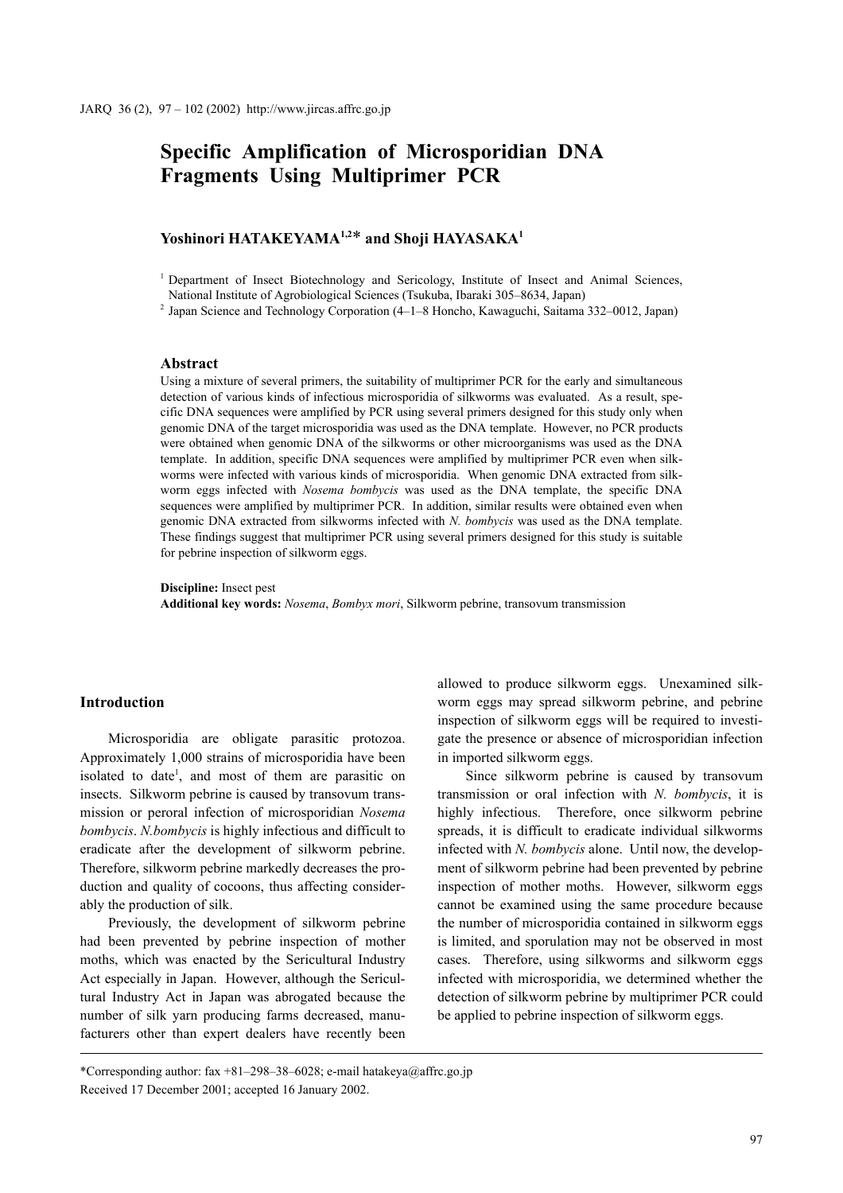# Specific Amplification of Microsporidian DNA Fragments Using Multiprimer PCR

**Yoshinori HATAKEYAMA[1,2]* and Shoji HAYASAKA[1]**

[1] Department of Insect Biotechnology and Sericology, Institute of Insect and Animal Sciences, National Institute of Agrobiological Sciences (Tsukuba, Ibaraki 305–8634, Japan)

[2] Japan Science and Technology Corporation (4–1–8 Honcho, Kawaguchi, Saitama 332–0012, Japan)

## Abstract

Using a mixture of several primers, the suitability of multiprimer PCR for the early and simultaneous detection of various kinds of infectious microsporidia of silkworms was evaluated. As a result, specific DNA sequences were amplified by PCR using several primers designed for this study only when genomic DNA of the target microsporidia was used as the DNA template. However, no PCR products were obtained when genomic DNA of the silkworms or other microorganisms was used as the DNA template. In addition, specific DNA sequences were amplified by multiprimer PCR even when silkworms were infected with various kinds of microsporidia. When genomic DNA extracted from silkworm eggs infected with *Nosema bombycis* was used as the DNA template, the specific DNA sequences were amplified by multiprimer PCR. In addition, similar results were obtained even when genomic DNA extracted from silkworms infected with *N. bombycis* was used as the DNA template. These findings suggest that multiprimer PCR using several primers designed for this study is suitable for pebrine inspection of silkworm eggs.

**Discipline:** Insect pest
**Additional key words:** *Nosema*, *Bombyx mori*, Silkworm pebrine, transovum transmission

## Introduction

Microsporidia are obligate parasitic protozoa. Approximately 1,000 strains of microsporidia have been isolated to date[1], and most of them are parasitic on insects. Silkworm pebrine is caused by transovum transmission or peroral infection of microsporidian *Nosema bombycis*. *N.bombycis* is highly infectious and difficult to eradicate after the development of silkworm pebrine. Therefore, silkworm pebrine markedly decreases the production and quality of cocoons, thus affecting considerably the production of silk.

Previously, the development of silkworm pebrine had been prevented by pebrine inspection of mother moths, which was enacted by the Sericultural Industry Act especially in Japan. However, although the Sericultural Industry Act in Japan was abrogated because the number of silk yarn producing farms decreased, manufacturers other than expert dealers have recently been allowed to produce silkworm eggs. Unexamined silkworm eggs may spread silkworm pebrine, and pebrine inspection of silkworm eggs will be required to investigate the presence or absence of microsporidian infection in imported silkworm eggs.

Since silkworm pebrine is caused by transovum transmission or oral infection with *N. bombycis*, it is highly infectious. Therefore, once silkworm pebrine spreads, it is difficult to eradicate individual silkworms infected with *N. bombycis* alone. Until now, the development of silkworm pebrine had been prevented by pebrine inspection of mother moths. However, silkworm eggs cannot be examined using the same procedure because the number of microsporidia contained in silkworm eggs is limited, and sporulation may not be observed in most cases. Therefore, using silkworms and silkworm eggs infected with microsporidia, we determined whether the detection of silkworm pebrine by multiprimer PCR could be applied to pebrine inspection of silkworm eggs.

*Corresponding author: fax +81–298–38–6028; e-mail hatakeya@affrc.go.jp
Received 17 December 2001; accepted 16 January 2002.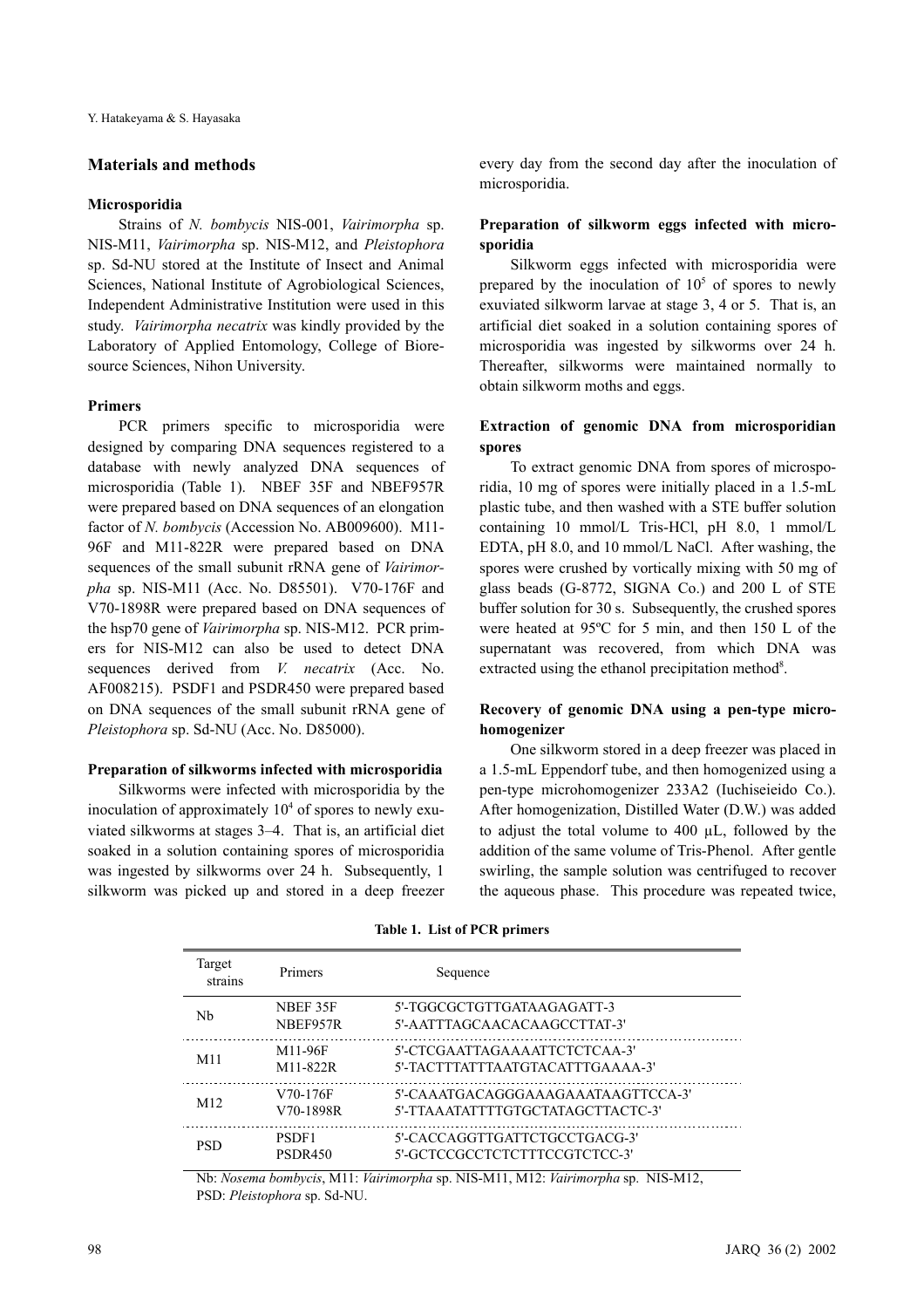## Materials and methods

### Microsporidia

Strains of *N. bombycis* NIS-001, *Vairimorpha* sp. NIS-M11, *Vairimorpha* sp. NIS-M12, and *Pleistophora* sp. Sd-NU stored at the Institute of Insect and Animal Sciences, National Institute of Agrobiological Sciences, Independent Administrative Institution were used in this study. *Vairimorpha necatrix* was kindly provided by the Laboratory of Applied Entomology, College of Bioresource Sciences, Nihon University.

### Primers

PCR primers specific to microsporidia were designed by comparing DNA sequences registered to a database with newly analyzed DNA sequences of microsporidia (Table 1). NBEF 35F and NBEF957R were prepared based on DNA sequences of an elongation factor of *N. bombycis* (Accession No. AB009600). M11-96F and M11-822R were prepared based on DNA sequences of the small subunit rRNA gene of *Vairimorpha* sp. NIS-M11 (Acc. No. D85501). V70-176F and V70-1898R were prepared based on DNA sequences of the hsp70 gene of *Vairimorpha* sp. NIS-M12. PCR primers for NIS-M12 can also be used to detect DNA sequences derived from *V. necatrix* (Acc. No. AF008215). PSDF1 and PSDR450 were prepared based on DNA sequences of the small subunit rRNA gene of *Pleistophora* sp. Sd-NU (Acc. No. D85000).

### Preparation of silkworms infected with microsporidia

Silkworms were infected with microsporidia by the inoculation of approximately $10^4$ of spores to newly exuviated silkworms at stages 3–4. That is, an artificial diet soaked in a solution containing spores of microsporidia was ingested by silkworms over 24 h. Subsequently, 1 silkworm was picked up and stored in a deep freezer every day from the second day after the inoculation of microsporidia.

### Preparation of silkworm eggs infected with microsporidia

Silkworm eggs infected with microsporidia were prepared by the inoculation of $10^5$ of spores to newly exuviated silkworm larvae at stage 3, 4 or 5. That is, an artificial diet soaked in a solution containing spores of microsporidia was ingested by silkworms over 24 h. Thereafter, silkworms were maintained normally to obtain silkworm moths and eggs.

### Extraction of genomic DNA from microsporidian spores

To extract genomic DNA from spores of microsporidia, 10 mg of spores were initially placed in a 1.5-mL plastic tube, and then washed with a STE buffer solution containing 10 mmol/L Tris-HCl, pH 8.0, 1 mmol/L EDTA, pH 8.0, and 10 mmol/L NaCl. After washing, the spores were crushed by vortically mixing with 50 mg of glass beads (G-8772, SIGNA Co.) and 200 L of STE buffer solution for 30 s. Subsequently, the crushed spores were heated at 95ºC for 5 min, and then 150 L of the supernatant was recovered, from which DNA was extracted using the ethanol precipitation method[8].

### Recovery of genomic DNA using a pen-type microhomogenizer

One silkworm stored in a deep freezer was placed in a 1.5-mL Eppendorf tube, and then homogenized using a pen-type microhomogenizer 233A2 (Iuchiseieido Co.). After homogenization, Distilled Water (D.W.) was added to adjust the total volume to 400 µL, followed by the addition of the same volume of Tris-Phenol. After gentle swirling, the sample solution was centrifuged to recover the aqueous phase. This procedure was repeated twice,

**Table 1. List of PCR primers**

| Target strains | Primers | Sequence |
|---|---|---|
| Nb | NBEF 35F | 5'-TGGCGCTGTTGATAAGAGATT-3 |
| | NBEF957R | 5'-AATTTAGCAACACAAGCCTTAT-3' |
| M11 | M11-96F | 5'-CTCGAATTAGAAAATTCTCTCAA-3' |
| | M11-822R | 5'-TACTTTATTTAATGTACATTTGAAAA-3' |
| M12 | V70-176F | 5'-CAAATGACAGGGAAAGAAATAAGTTCCA-3' |
| | V70-1898R | 5'-TTAAATATTTTGTGCTATAGCTTACTC-3' |
| PSD | PSDF1 | 5'-CACCAGGTTGATTCTGCCTGACG-3' |
| | PSDR450 | 5'-GCTCCGCCTCTCTTTCCGTCTCC-3' |

Nb: *Nosema bombycis*, M11: *Vairimorpha* sp. NIS-M11, M12: *Vairimorpha* sp. NIS-M12, PSD: *Pleistophora* sp. Sd-NU.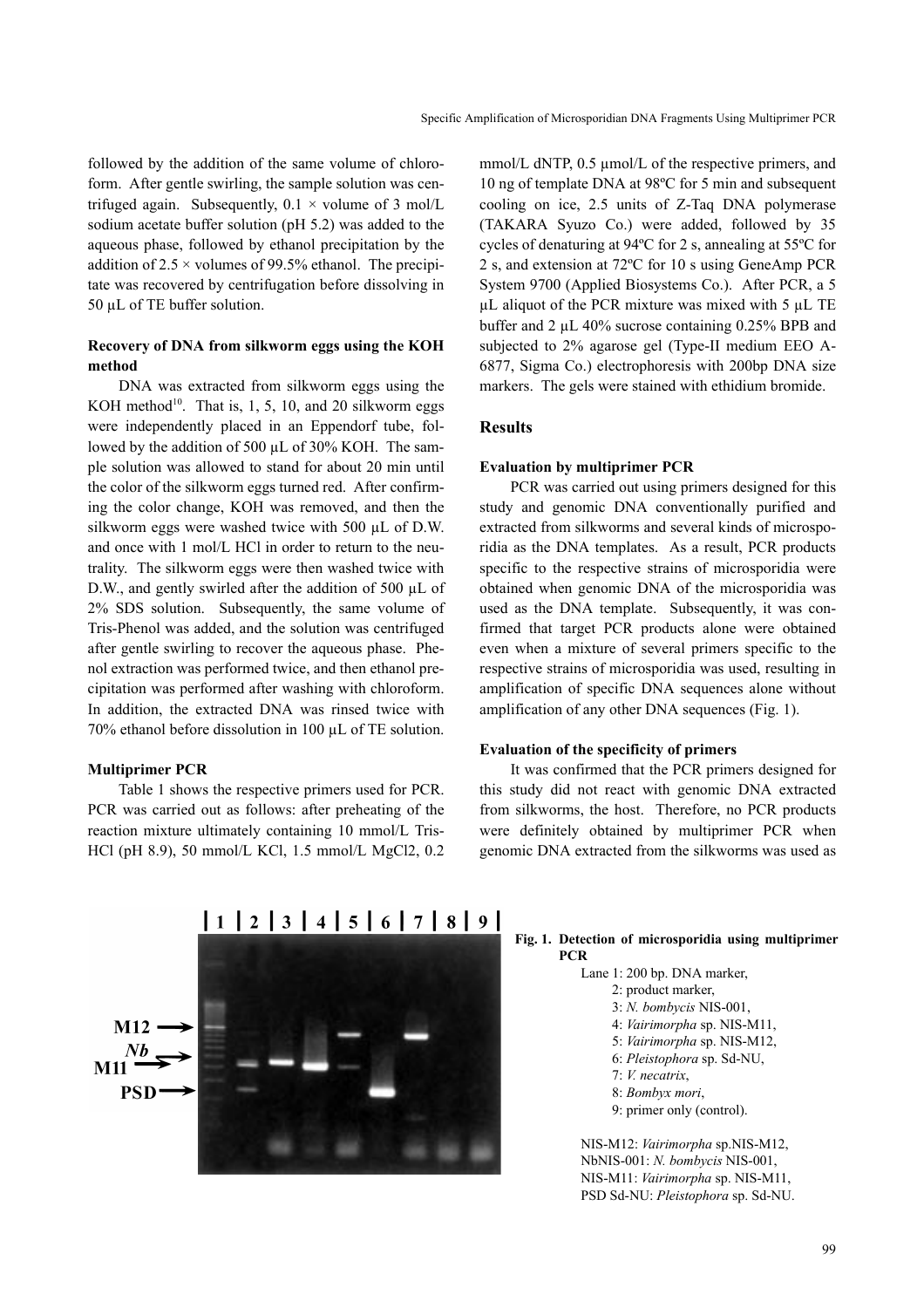followed by the addition of the same volume of chloroform. After gentle swirling, the sample solution was centrifuged again. Subsequently, 0.1 × volume of 3 mol/L sodium acetate buffer solution (pH 5.2) was added to the aqueous phase, followed by ethanol precipitation by the addition of 2.5 × volumes of 99.5% ethanol. The precipitate was recovered by centrifugation before dissolving in 50 µL of TE buffer solution.

**Recovery of DNA from silkworm eggs using the KOH method**

DNA was extracted from silkworm eggs using the KOH method[10]. That is, 1, 5, 10, and 20 silkworm eggs were independently placed in an Eppendorf tube, followed by the addition of 500 µL of 30% KOH. The sample solution was allowed to stand for about 20 min until the color of the silkworm eggs turned red. After confirming the color change, KOH was removed, and then the silkworm eggs were washed twice with 500 µL of D.W. and once with 1 mol/L HCl in order to return to the neutrality. The silkworm eggs were then washed twice with D.W., and gently swirled after the addition of 500 µL of 2% SDS solution. Subsequently, the same volume of Tris-Phenol was added, and the solution was centrifuged after gentle swirling to recover the aqueous phase. Phenol extraction was performed twice, and then ethanol precipitation was performed after washing with chloroform. In addition, the extracted DNA was rinsed twice with 70% ethanol before dissolution in 100 µL of TE solution.

**Multiprimer PCR**

Table 1 shows the respective primers used for PCR. PCR was carried out as follows: after preheating of the reaction mixture ultimately containing 10 mmol/L Tris-HCl (pH 8.9), 50 mmol/L KCl, 1.5 mmol/L $MgCl_2$, 0.2 mmol/L dNTP, 0.5 µmol/L of the respective primers, and 10 ng of template DNA at 98ºC for 5 min and subsequent cooling on ice, 2.5 units of Z-Taq DNA polymerase (TAKARA Syuzo Co.) were added, followed by 35 cycles of denaturing at 94ºC for 2 s, annealing at 55ºC for 2 s, and extension at 72ºC for 10 s using GeneAmp PCR System 9700 (Applied Biosystems Co.). After PCR, a 5 µL aliquot of the PCR mixture was mixed with 5 µL TE buffer and 2 µL 40% sucrose containing 0.25% BPB and subjected to 2% agarose gel (Type-II medium EEO A-6877, Sigma Co.) electrophoresis with 200bp DNA size markers. The gels were stained with ethidium bromide.

## Results

**Evaluation by multiprimer PCR**

PCR was carried out using primers designed for this study and genomic DNA conventionally purified and extracted from silkworms and several kinds of microsporidia as the DNA templates. As a result, PCR products specific to the respective strains of microsporidia were obtained when genomic DNA of the microsporidia was used as the DNA template. Subsequently, it was confirmed that target PCR products alone were obtained even when a mixture of several primers specific to the respective strains of microsporidia was used, resulting in amplification of specific DNA sequences alone without amplification of any other DNA sequences (Fig. 1).

**Evaluation of the specificity of primers**

It was confirmed that the PCR primers designed for this study did not react with genomic DNA extracted from silkworms, the host. Therefore, no PCR products were definitely obtained by multiprimer PCR when genomic DNA extracted from the silkworms was used as

**Fig. 1. Detection of microsporidia using multiprimer PCR**

Lane 1: 200 bp. DNA marker,
2: product marker,
3: *N. bombycis* NIS-001,
4: *Vairimorpha* sp. NIS-M11,
5: *Vairimorpha* sp. NIS-M12,
6: *Pleistophora* sp. Sd-NU,
7: *V. necatrix*,
8: *Bombyx mori*,
9: primer only (control).

NIS-M12: *Vairimorpha* sp.NIS-M12,
NbNIS-001: *N. bombycis* NIS-001,
NIS-M11: *Vairimorpha* sp. NIS-M11,
PSD Sd-NU: *Pleistophora* sp. Sd-NU.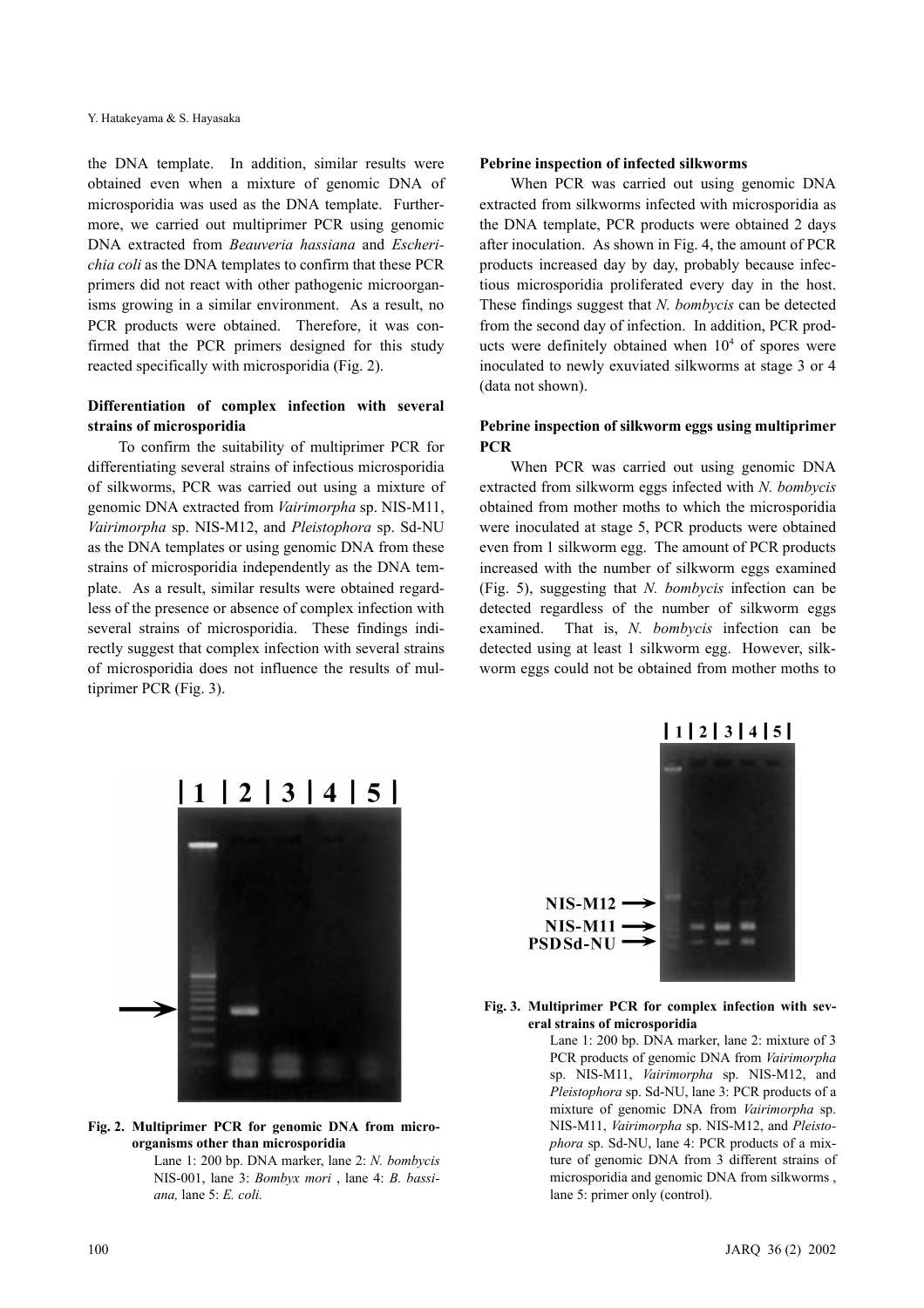the DNA template. In addition, similar results were obtained even when a mixture of genomic DNA of microsporidia was used as the DNA template. Furthermore, we carried out multiprimer PCR using genomic DNA extracted from *Beauveria hassiana* and *Escherichia coli* as the DNA templates to confirm that these PCR primers did not react with other pathogenic microorganisms growing in a similar environment. As a result, no PCR products were obtained. Therefore, it was confirmed that the PCR primers designed for this study reacted specifically with microsporidia (Fig. 2).

### Differentiation of complex infection with several strains of microsporidia

To confirm the suitability of multiprimer PCR for differentiating several strains of infectious microsporidia of silkworms, PCR was carried out using a mixture of genomic DNA extracted from *Vairimorpha* sp. NIS-M11, *Vairimorpha* sp. NIS-M12, and *Pleistophora* sp. Sd-NU as the DNA templates or using genomic DNA from these strains of microsporidia independently as the DNA template. As a result, similar results were obtained regardless of the presence or absence of complex infection with several strains of microsporidia. These findings indirectly suggest that complex infection with several strains of microsporidia does not influence the results of multiprimer PCR (Fig. 3).

### Pebrine inspection of infected silkworms

When PCR was carried out using genomic DNA extracted from silkworms infected with microsporidia as the DNA template, PCR products were obtained 2 days after inoculation. As shown in Fig. 4, the amount of PCR products increased day by day, probably because infectious microsporidia proliferated every day in the host. These findings suggest that *N. bombycis* can be detected from the second day of infection. In addition, PCR products were definitely obtained when $10^4$ of spores were inoculated to newly exuviated silkworms at stage 3 or 4 (data not shown).

### Pebrine inspection of silkworm eggs using multiprimer PCR

When PCR was carried out using genomic DNA extracted from silkworm eggs infected with *N. bombycis* obtained from mother moths to which the microsporidia were inoculated at stage 5, PCR products were obtained even from 1 silkworm egg. The amount of PCR products increased with the number of silkworm eggs examined (Fig. 5), suggesting that *N. bombycis* infection can be detected regardless of the number of silkworm eggs examined. That is, *N. bombycis* infection can be detected using at least 1 silkworm egg. However, silkworm eggs could not be obtained from mother moths to

**Fig. 2. Multiprimer PCR for genomic DNA from microorganisms other than microsporidia**
Lane 1: 200 bp. DNA marker, lane 2: *N. bombycis* NIS-001, lane 3: *Bombyx mori* , lane 4: *B. bassiana,* lane 5: *E. coli.*

**Fig. 3. Multiprimer PCR for complex infection with several strains of microsporidia**
Lane 1: 200 bp. DNA marker, lane 2: mixture of 3 PCR products of genomic DNA from *Vairimorpha* sp. NIS-M11, *Vairimorpha* sp. NIS-M12, and *Pleistophora* sp. Sd-NU, lane 3: PCR products of a mixture of genomic DNA from *Vairimorpha* sp. NIS-M11, *Vairimorpha* sp. NIS-M12, and *Pleistophora* sp. Sd-NU, lane 4: PCR products of a mixture of genomic DNA from 3 different strains of microsporidia and genomic DNA from silkworms , lane 5: primer only (control).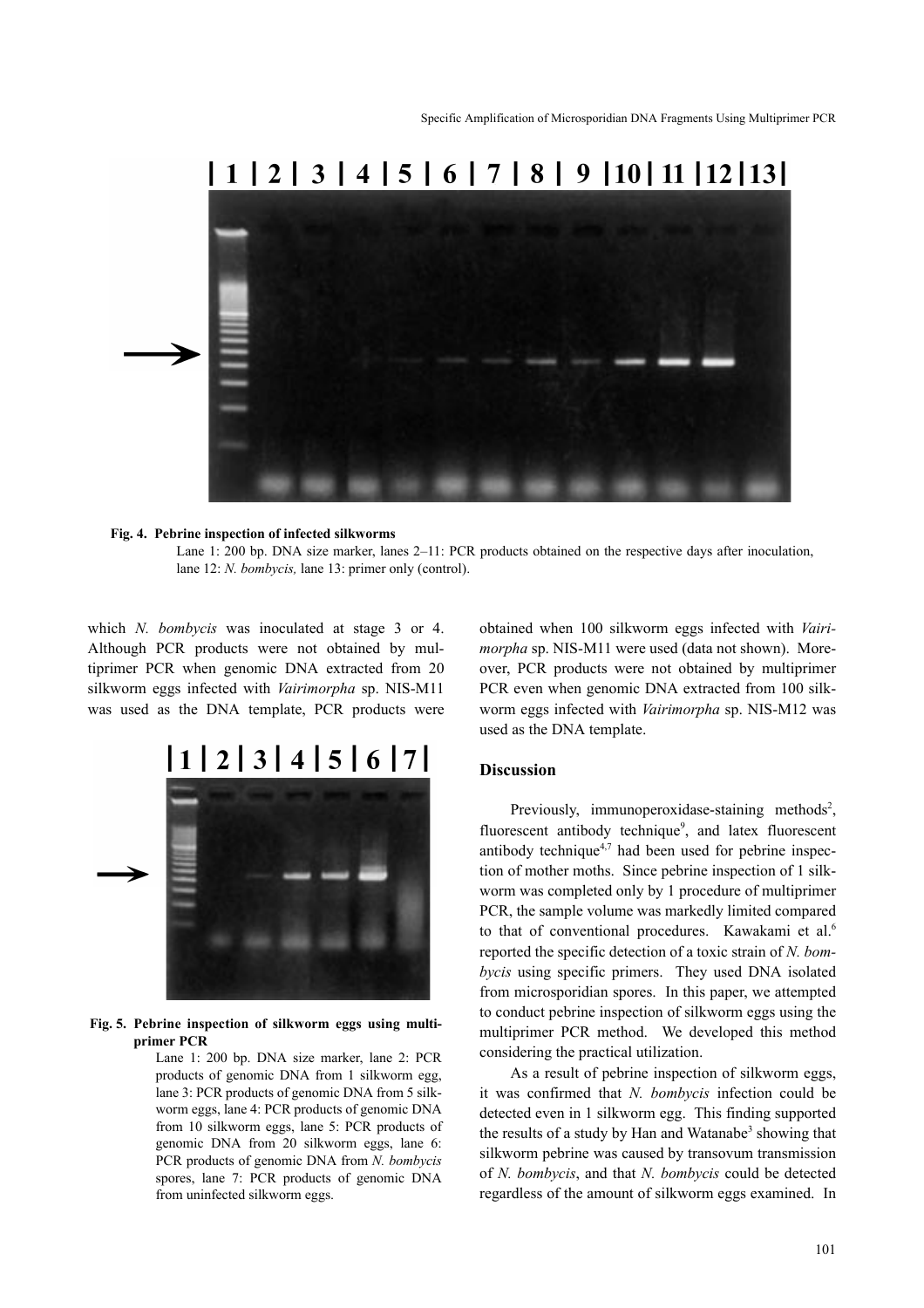**Fig. 4. Pebrine inspection of infected silkworms**

Lane 1: 200 bp. DNA size marker, lanes 2–11: PCR products obtained on the respective days after inoculation, lane 12: *N. bombycis,* lane 13: primer only (control).

which *N. bombycis* was inoculated at stage 3 or 4. Although PCR products were not obtained by multiprimer PCR when genomic DNA extracted from 20 silkworm eggs infected with *Vairimorpha* sp. NIS-M11 was used as the DNA template, PCR products were obtained when 100 silkworm eggs infected with *Vairimorpha* sp. NIS-M11 were used (data not shown). Moreover, PCR products were not obtained by multiprimer PCR even when genomic DNA extracted from 100 silkworm eggs infected with *Vairimorpha* sp. NIS-M12 was used as the DNA template.

**Fig. 5. Pebrine inspection of silkworm eggs using multiprimer PCR**

Lane 1: 200 bp. DNA size marker, lane 2: PCR products of genomic DNA from 1 silkworm egg, lane 3: PCR products of genomic DNA from 5 silkworm eggs, lane 4: PCR products of genomic DNA from 10 silkworm eggs, lane 5: PCR products of genomic DNA from 20 silkworm eggs, lane 6: PCR products of genomic DNA from *N. bombycis* spores, lane 7: PCR products of genomic DNA from uninfected silkworm eggs.

## Discussion

Previously, immunoperoxidase-staining methods[2], fluorescent antibody technique[9], and latex fluorescent antibody technique[4,7] had been used for pebrine inspection of mother moths. Since pebrine inspection of 1 silkworm was completed only by 1 procedure of multiprimer PCR, the sample volume was markedly limited compared to that of conventional procedures. Kawakami et al.[6] reported the specific detection of a toxic strain of *N. bombycis* using specific primers. They used DNA isolated from microsporidian spores. In this paper, we attempted to conduct pebrine inspection of silkworm eggs using the multiprimer PCR method. We developed this method considering the practical utilization.

As a result of pebrine inspection of silkworm eggs, it was confirmed that *N. bombycis* infection could be detected even in 1 silkworm egg. This finding supported the results of a study by Han and Watanabe[3] showing that silkworm pebrine was caused by transovum transmission of *N. bombycis*, and that *N. bombycis* could be detected regardless of the amount of silkworm eggs examined. In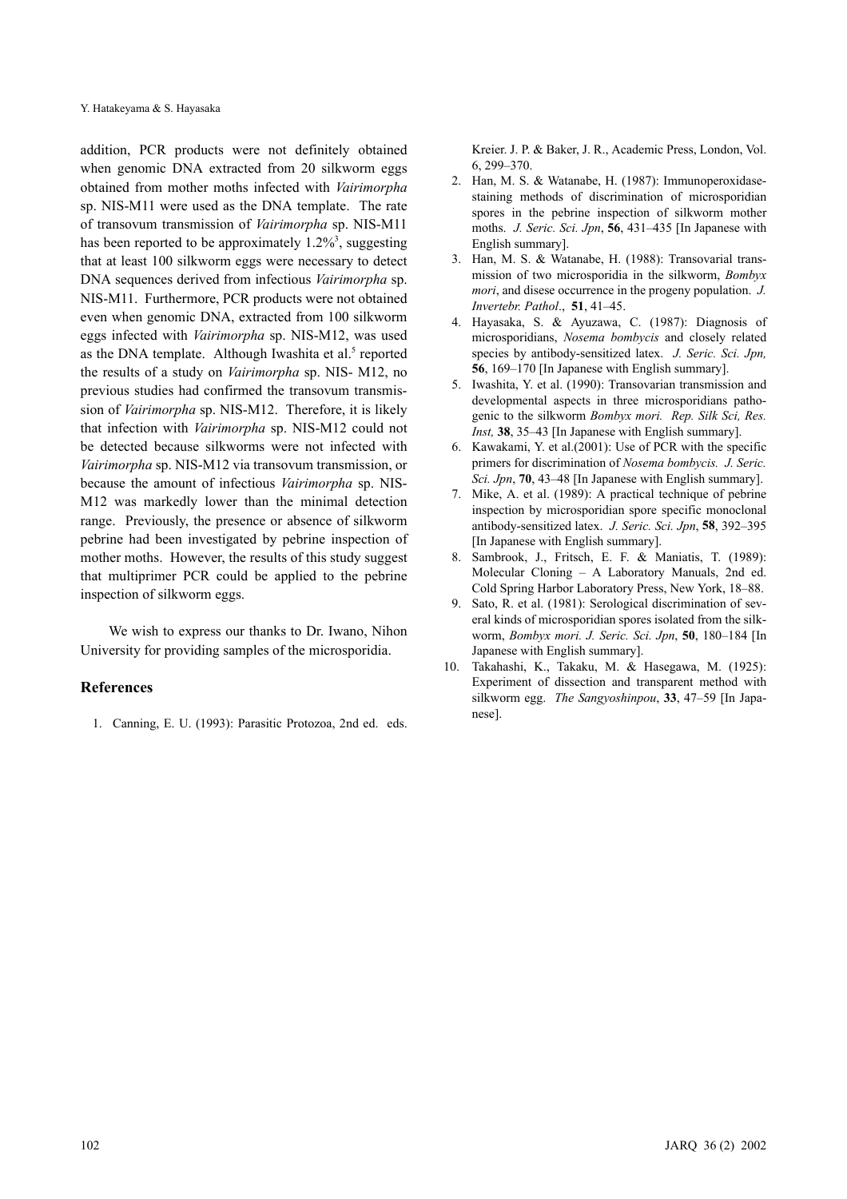addition, PCR products were not definitely obtained when genomic DNA extracted from 20 silkworm eggs obtained from mother moths infected with *Vairimorpha* sp. NIS-M11 were used as the DNA template. The rate of transovum transmission of *Vairimorpha* sp. NIS-M11 has been reported to be approximately 1.2%[3], suggesting that at least 100 silkworm eggs were necessary to detect DNA sequences derived from infectious *Vairimorpha* sp. NIS-M11. Furthermore, PCR products were not obtained even when genomic DNA, extracted from 100 silkworm eggs infected with *Vairimorpha* sp. NIS-M12, was used as the DNA template. Although Iwashita et al.[5] reported the results of a study on *Vairimorpha* sp. NIS- M12, no previous studies had confirmed the transovum transmission of *Vairimorpha* sp. NIS-M12. Therefore, it is likely that infection with *Vairimorpha* sp. NIS-M12 could not be detected because silkworms were not infected with *Vairimorpha* sp. NIS-M12 via transovum transmission, or because the amount of infectious *Vairimorpha* sp. NIS-M12 was markedly lower than the minimal detection range. Previously, the presence or absence of silkworm pebrine had been investigated by pebrine inspection of mother moths. However, the results of this study suggest that multiprimer PCR could be applied to the pebrine inspection of silkworm eggs.

We wish to express our thanks to Dr. Iwano, Nihon University for providing samples of the microsporidia.

## References

1. Canning, E. U. (1993): Parasitic Protozoa, 2nd ed. eds. Kreier. J. P. & Baker, J. R., Academic Press, London, Vol. 6, 299–370.
2. Han, M. S. & Watanabe, H. (1987): Immunoperoxidase-staining methods of discrimination of microsporidian spores in the pebrine inspection of silkworm mother moths. *J. Seric. Sci. Jpn*, **56**, 431–435 [In Japanese with English summary].
3. Han, M. S. & Watanabe, H. (1988): Transovarial transmission of two microsporidia in the silkworm, *Bombyx mori*, and disese occurrence in the progeny population. *J. Invertebr. Pathol*., **51**, 41–45.
4. Hayasaka, S. & Ayuzawa, C. (1987): Diagnosis of microsporidians, *Nosema bombycis* and closely related species by antibody-sensitized latex. *J. Seric. Sci. Jpn,* **56**, 169–170 [In Japanese with English summary].
5. Iwashita, Y. et al. (1990): Transovarian transmission and developmental aspects in three microsporidians pathogenic to the silkworm *Bombyx mori. Rep. Silk Sci, Res. Inst,* **38**, 35–43 [In Japanese with English summary].
6. Kawakami, Y. et al.(2001): Use of PCR with the specific primers for discrimination of *Nosema bombycis. J. Seric. Sci. Jpn*, **70**, 43–48 [In Japanese with English summary].
7. Mike, A. et al. (1989): A practical technique of pebrine inspection by microsporidian spore specific monoclonal antibody-sensitized latex. *J. Seric. Sci. Jpn*, **58**, 392–395 [In Japanese with English summary].
8. Sambrook, J., Fritsch, E. F. & Maniatis, T. (1989): Molecular Cloning – A Laboratory Manuals, 2nd ed. Cold Spring Harbor Laboratory Press, New York, 18–88.
9. Sato, R. et al. (1981): Serological discrimination of several kinds of microsporidian spores isolated from the silkworm, *Bombyx mori. J. Seric. Sci. Jpn*, **50**, 180–184 [In Japanese with English summary].
10. Takahashi, K., Takaku, M. & Hasegawa, M. (1925): Experiment of dissection and transparent method with silkworm egg. *The Sangyoshinpou*, **33**, 47–59 [In Japanese].